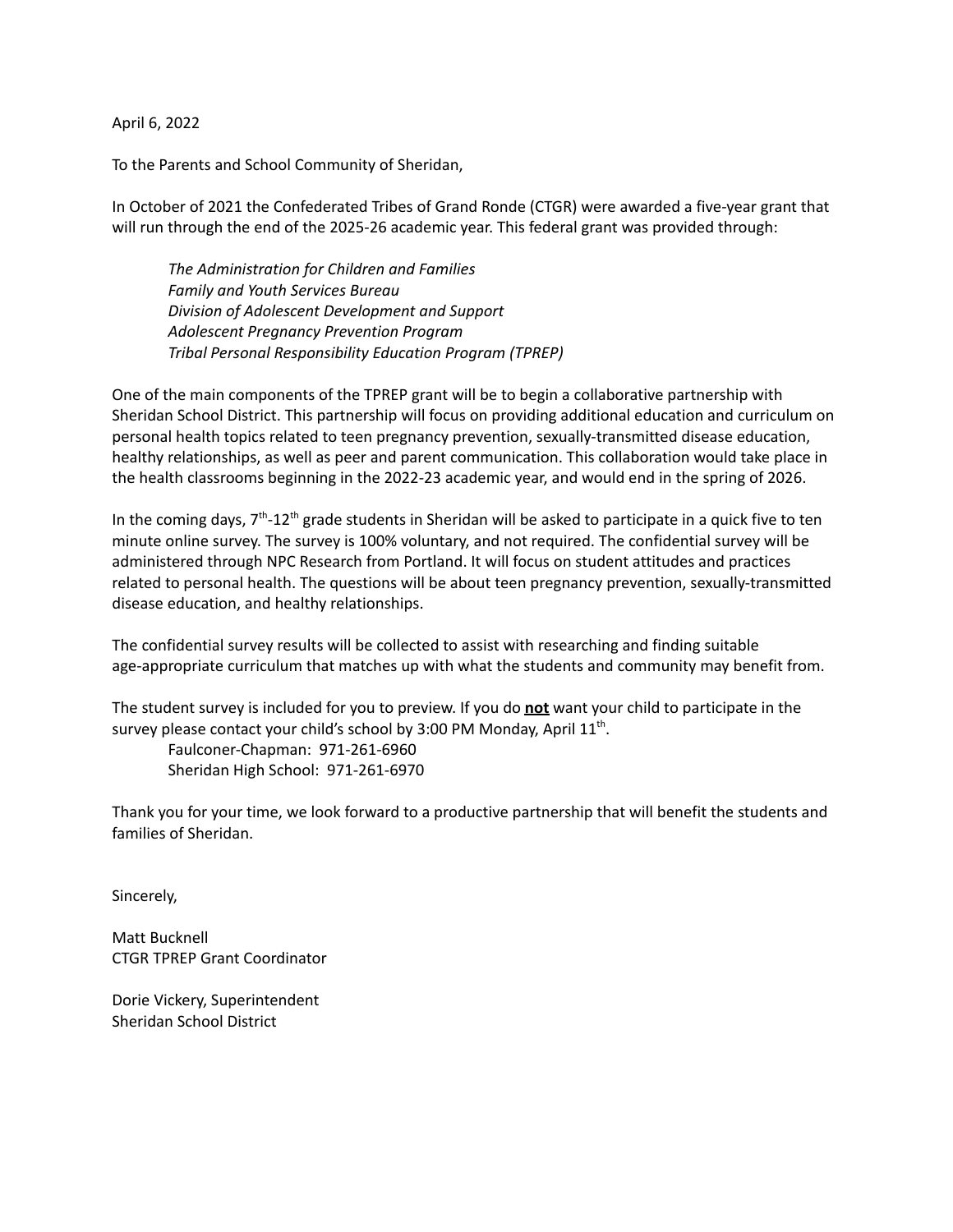April 6, 2022

To the Parents and School Community of Sheridan,

In October of 2021 the Confederated Tribes of Grand Ronde (CTGR) were awarded a five-year grant that will run through the end of the 2025-26 academic year. This federal grant was provided through:

> *The Administration for Children and Families*
> *Family and Youth Services Bureau*
> *Division of Adolescent Development and Support*
> *Adolescent Pregnancy Prevention Program*
> *Tribal Personal Responsibility Education Program (TPREP)*

One of the main components of the TPREP grant will be to begin a collaborative partnership with Sheridan School District. This partnership will focus on providing additional education and curriculum on personal health topics related to teen pregnancy prevention, sexually-transmitted disease education, healthy relationships, as well as peer and parent communication. This collaboration would take place in the health classrooms beginning in the 2022-23 academic year, and would end in the spring of 2026.

In the coming days, 7th-12th grade students in Sheridan will be asked to participate in a quick five to ten minute online survey. The survey is 100% voluntary, and not required. The confidential survey will be administered through NPC Research from Portland. It will focus on student attitudes and practices related to personal health. The questions will be about teen pregnancy prevention, sexually-transmitted disease education, and healthy relationships.

The confidential survey results will be collected to assist with researching and finding suitable age-appropriate curriculum that matches up with what the students and community may benefit from.

The student survey is included for you to preview. If you do **not** want your child to participate in the survey please contact your child's school by 3:00 PM Monday, April 11th.

Faulconer-Chapman: 971-261-6960
Sheridan High School: 971-261-6970

Thank you for your time, we look forward to a productive partnership that will benefit the students and families of Sheridan.

Sincerely,

Matt Bucknell
CTGR TPREP Grant Coordinator

Dorie Vickery, Superintendent
Sheridan School District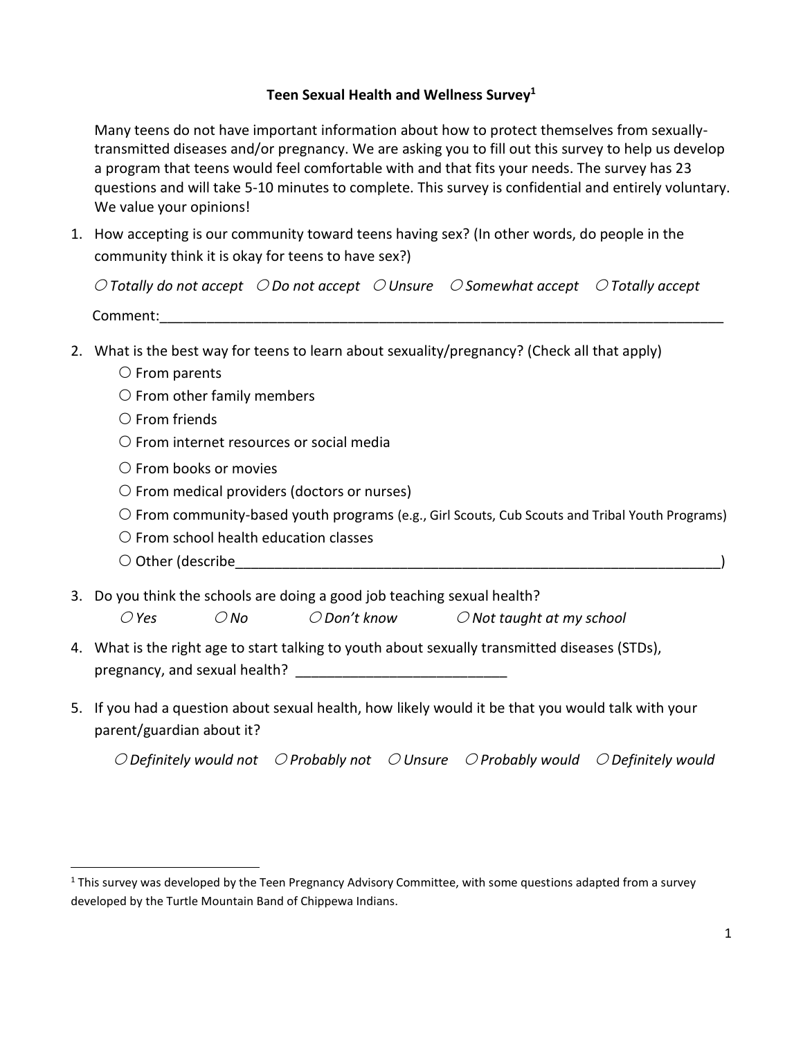**Teen Sexual Health and Wellness Survey**[1]

Many teens do not have important information about how to protect themselves from sexually-transmitted diseases and/or pregnancy. We are asking you to fill out this survey to help us develop a program that teens would feel comfortable with and that fits your needs. The survey has 23 questions and will take 5-10 minutes to complete. This survey is confidential and entirely voluntary. We value your opinions!

1. How accepting is our community toward teens having sex? (In other words, do people in the community think it is okay for teens to have sex?)

   ○ *Totally do not accept* ○ *Do not accept* ○ *Unsure* ○ *Somewhat accept* ○ *Totally accept*

   Comment:___________________________________________________________________________

2. What is the best way for teens to learn about sexuality/pregnancy? (Check all that apply)
   - ○ From parents
   - ○ From other family members
   - ○ From friends
   - ○ From internet resources or social media
   - ○ From books or movies
   - ○ From medical providers (doctors or nurses)
   - ○ From community-based youth programs (e.g., Girl Scouts, Cub Scouts and Tribal Youth Programs)
   - ○ From school health education classes
   - ○ Other (describe_________________________________________________________________)

3. Do you think the schools are doing a good job teaching sexual health?

   ○ *Yes* ○ *No* ○ *Don't know* ○ *Not taught at my school*

4. What is the right age to start talking to youth about sexually transmitted diseases (STDs), pregnancy, and sexual health? ___________________________

5. If you had a question about sexual health, how likely would it be that you would talk with your parent/guardian about it?

   ○ *Definitely would not* ○ *Probably not* ○ *Unsure* ○ *Probably would* ○ *Definitely would*

---

[1] This survey was developed by the Teen Pregnancy Advisory Committee, with some questions adapted from a survey developed by the Turtle Mountain Band of Chippewa Indians.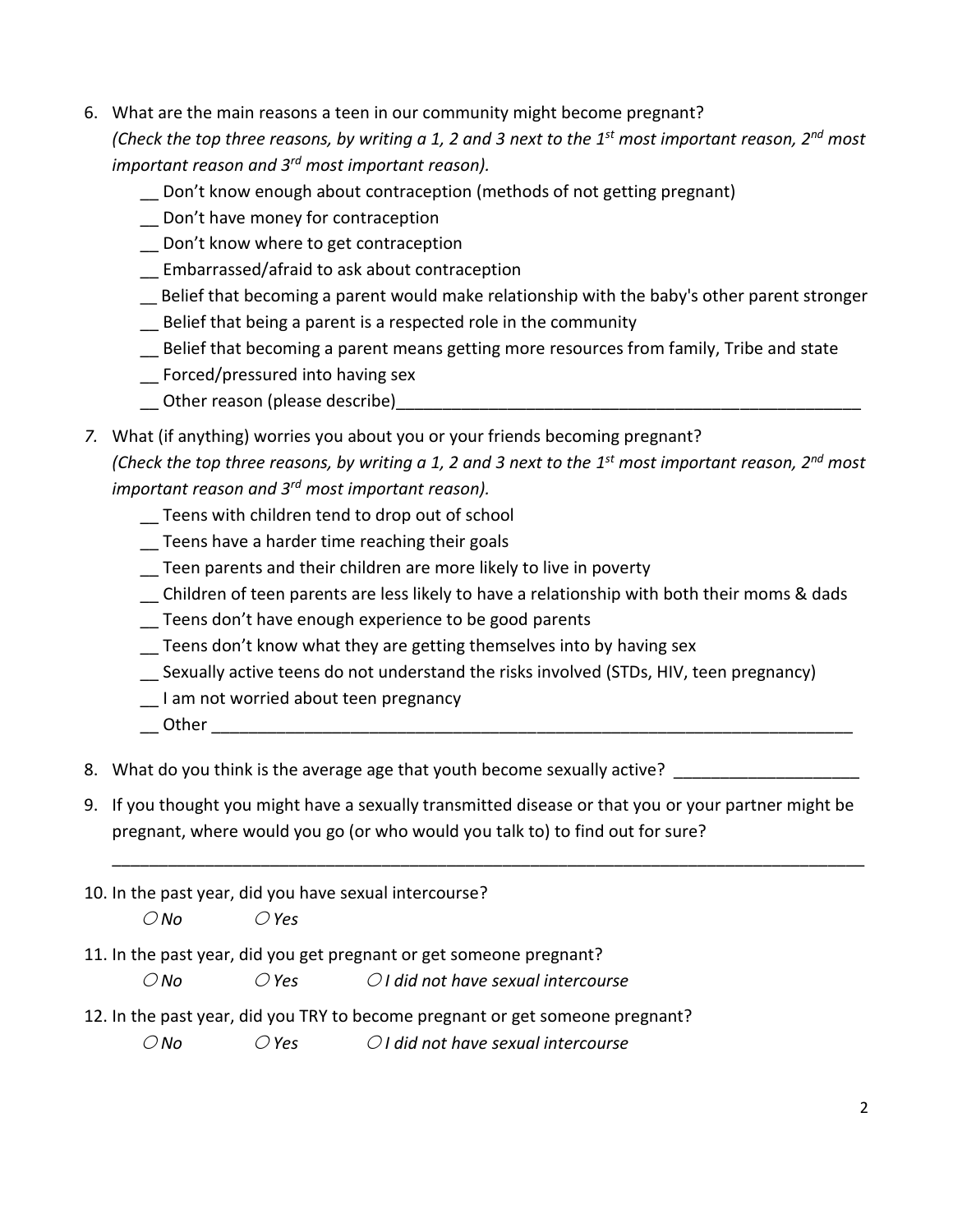6. What are the main reasons a teen in our community might become pregnant?
   *(Check the top three reasons, by writing a 1, 2 and 3 next to the 1st most important reason, 2nd most important reason and 3rd most important reason).*
   - __ Don't know enough about contraception (methods of not getting pregnant)
   - __ Don't have money for contraception
   - __ Don't know where to get contraception
   - __ Embarrassed/afraid to ask about contraception
   - __ Belief that becoming a parent would make relationship with the baby's other parent stronger
   - __ Belief that being a parent is a respected role in the community
   - __ Belief that becoming a parent means getting more resources from family, Tribe and state
   - __ Forced/pressured into having sex
   - __ Other reason (please describe)____________________________________________________

7. What (if anything) worries you about you or your friends becoming pregnant?
   *(Check the top three reasons, by writing a 1, 2 and 3 next to the 1st most important reason, 2nd most important reason and 3rd most important reason).*
   - __ Teens with children tend to drop out of school
   - __ Teens have a harder time reaching their goals
   - __ Teen parents and their children are more likely to live in poverty
   - __ Children of teen parents are less likely to have a relationship with both their moms & dads
   - __ Teens don't have enough experience to be good parents
   - __ Teens don't know what they are getting themselves into by having sex
   - __ Sexually active teens do not understand the risks involved (STDs, HIV, teen pregnancy)
   - __ I am not worried about teen pregnancy
   - __ Other ________________________________________________________________________

8. What do you think is the average age that youth become sexually active? ____________________

9. If you thought you might have a sexually transmitted disease or that you or your partner might be pregnant, where would you go (or who would you talk to) to find out for sure?

   ____________________________________________________________________________________

10. In the past year, did you have sexual intercourse?

    ○ *No* ○ *Yes*

11. In the past year, did you get pregnant or get someone pregnant?

    ○ *No* ○ *Yes* ○ *I did not have sexual intercourse*

12. In the past year, did you TRY to become pregnant or get someone pregnant?

    ○ *No* ○ *Yes* ○ *I did not have sexual intercourse*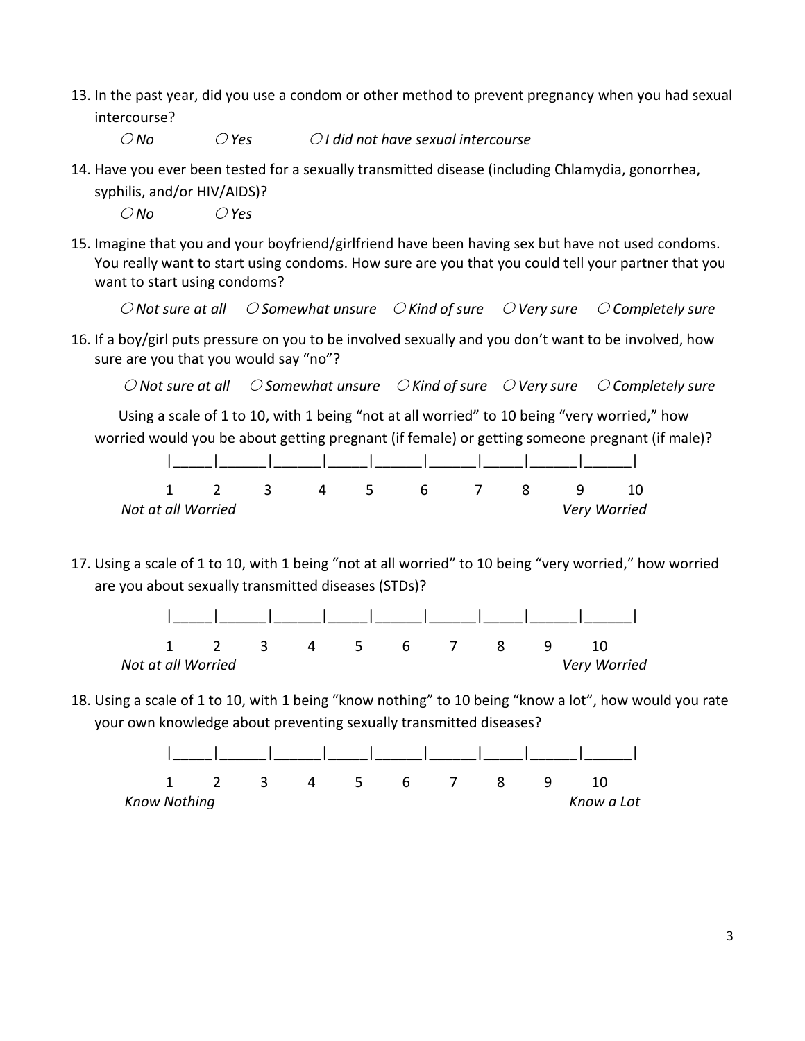13. In the past year, did you use a condom or other method to prevent pregnancy when you had sexual intercourse?

    ○ *No* ○ *Yes* ○ *I did not have sexual intercourse*

14. Have you ever been tested for a sexually transmitted disease (including Chlamydia, gonorrhea, syphilis, and/or HIV/AIDS)?

    ○ *No* ○ *Yes*

15. Imagine that you and your boyfriend/girlfriend have been having sex but have not used condoms. You really want to start using condoms. How sure are you that you could tell your partner that you want to start using condoms?

    ○ *Not sure at all* ○ *Somewhat unsure* ○ *Kind of sure* ○ *Very sure* ○ *Completely sure*

16. If a boy/girl puts pressure on you to be involved sexually and you don't want to be involved, how sure are you that you would say "no"?

    ○ *Not sure at all* ○ *Somewhat unsure* ○ *Kind of sure* ○ *Very sure* ○ *Completely sure*

    Using a scale of 1 to 10, with 1 being "not at all worried" to 10 being "very worried," how worried would you be about getting pregnant (if female) or getting someone pregnant (if male)?

    |_____|______|______|_____|______|______|_____|______|______|

    1 2 3 4 5 6 7 8 9 10

    *Not at all Worried* *Very Worried*

17. Using a scale of 1 to 10, with 1 being "not at all worried" to 10 being "very worried," how worried are you about sexually transmitted diseases (STDs)?

    |_____|______|______|_____|______|______|_____|______|______|

    1 2 3 4 5 6 7 8 9 10

    *Not at all Worried* *Very Worried*

18. Using a scale of 1 to 10, with 1 being "know nothing" to 10 being "know a lot", how would you rate your own knowledge about preventing sexually transmitted diseases?

    |_____|______|______|_____|______|______|_____|______|______|

    1 2 3 4 5 6 7 8 9 10

    *Know Nothing* *Know a Lot*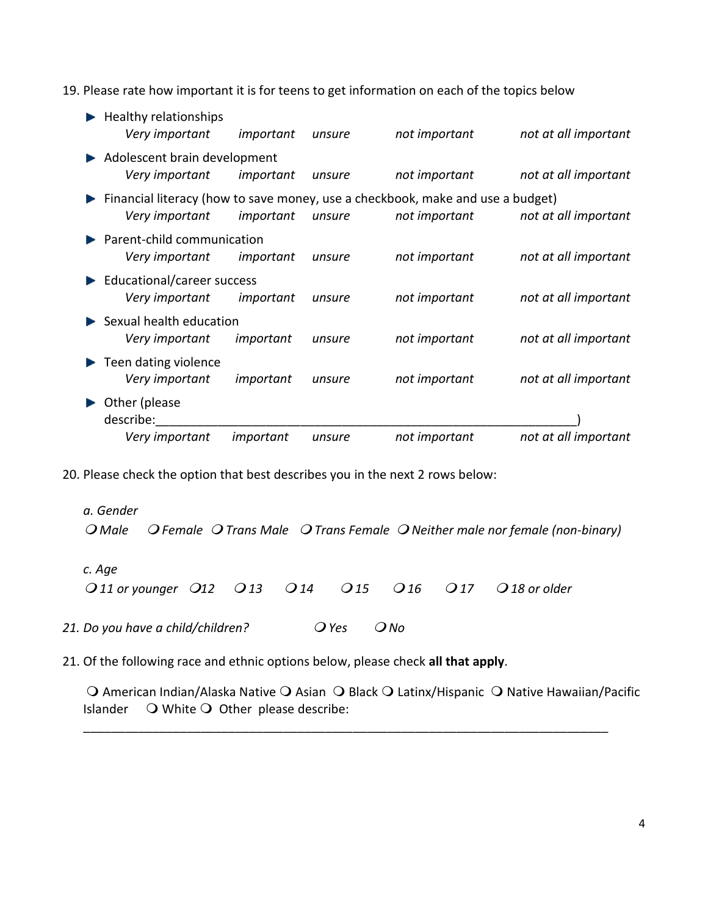19. Please rate how important it is for teens to get information on each of the topics below

- Healthy relationships
  *Very important    important    unsure    not important    not at all important*
- Adolescent brain development
  *Very important    important    unsure    not important    not at all important*
- Financial literacy (how to save money, use a checkbook, make and use a budget)
  *Very important    important    unsure    not important    not at all important*
- Parent-child communication
  *Very important    important    unsure    not important    not at all important*
- Educational/career success
  *Very important    important    unsure    not important    not at all important*
- Sexual health education
  *Very important    important    unsure    not important    not at all important*
- Teen dating violence
  *Very important    important    unsure    not important    not at all important*
- Other (please describe:_______________________________________________________________)
  *Very important    important    unsure    not important    not at all important*

20. Please check the option that best describes you in the next 2 rows below:

*a. Gender*

*❍ Male   ❍ Female   ❍ Trans Male   ❍ Trans Female   ❍ Neither male nor female (non-binary)*

*c. Age*

*❍ 11 or younger   ❍12   ❍ 13   ❍ 14   ❍ 15   ❍ 16   ❍ 17   ❍ 18 or older*

*21. Do you have a child/children?   ❍ Yes   ❍ No*

21. Of the following race and ethnic options below, please check **all that apply**.

❍ American Indian/Alaska Native ❍ Asian ❍ Black ❍ Latinx/Hispanic ❍ Native Hawaiian/Pacific Islander ❍ White ❍ Other please describe: ________________________________________________________________________________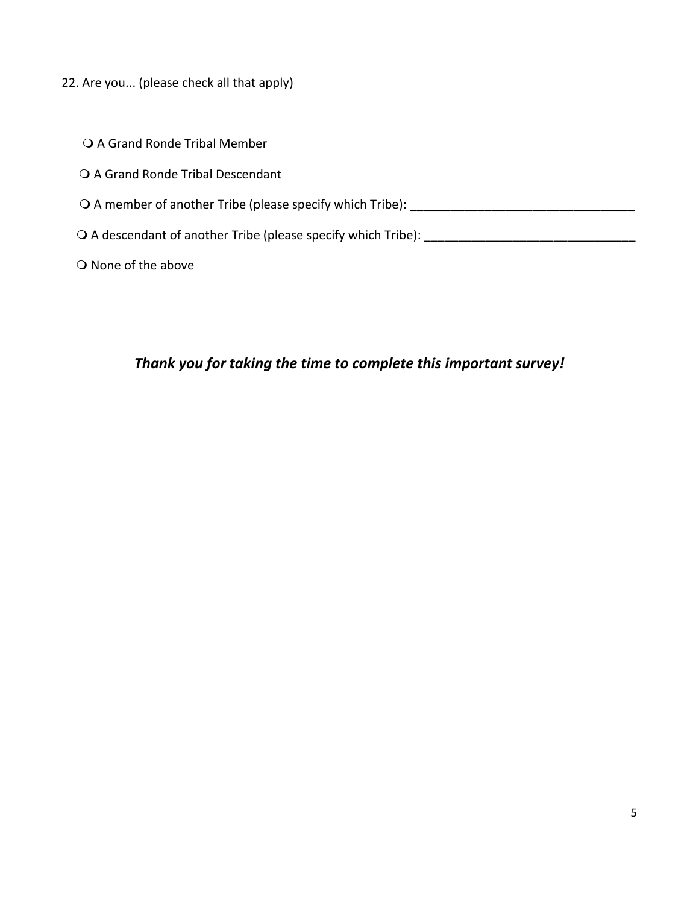22. Are you... (please check all that apply)

❍ A Grand Ronde Tribal Member

❍ A Grand Ronde Tribal Descendant

❍ A member of another Tribe (please specify which Tribe): _________________________________

❍ A descendant of another Tribe (please specify which Tribe): _______________________________

❍ None of the above

***Thank you for taking the time to complete this important survey!***